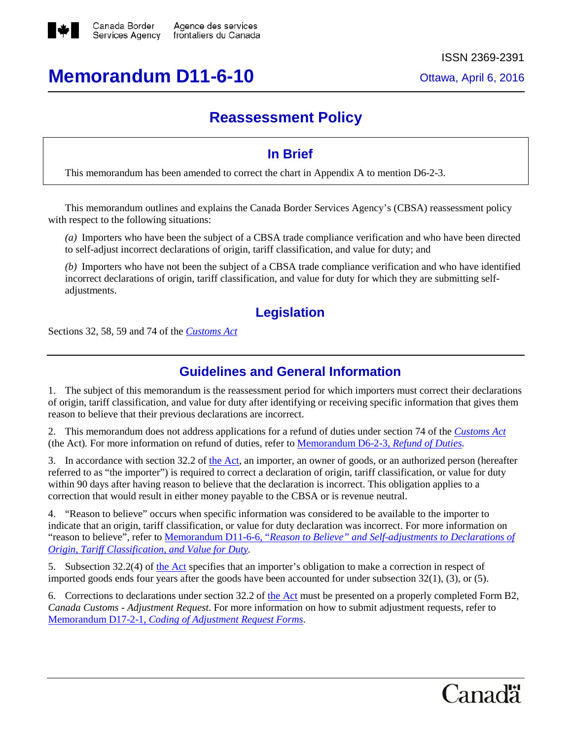Canada Border Services Agency / Agence des services frontaliers du Canada

ISSN 2369-2391

# Memorandum D11-6-10

Ottawa, April 6, 2016

## Reassessment Policy

### In Brief

This memorandum has been amended to correct the chart in Appendix A to mention D6-2-3.

This memorandum outlines and explains the Canada Border Services Agency's (CBSA) reassessment policy with respect to the following situations:

*(a)* Importers who have been the subject of a CBSA trade compliance verification and who have been directed to self-adjust incorrect declarations of origin, tariff classification, and value for duty; and

*(b)* Importers who have not been the subject of a CBSA trade compliance verification and who have identified incorrect declarations of origin, tariff classification, and value for duty for which they are submitting self-adjustments.

### Legislation

Sections 32, 58, 59 and 74 of the *Customs Act*

### Guidelines and General Information

1. The subject of this memorandum is the reassessment period for which importers must correct their declarations of origin, tariff classification, and value for duty after identifying or receiving specific information that gives them reason to believe that their previous declarations are incorrect.

2. This memorandum does not address applications for a refund of duties under section 74 of the *Customs Act* (the Act). For more information on refund of duties, refer to Memorandum D6-2-3, *Refund of Duties*.

3. In accordance with section 32.2 of the Act, an importer, an owner of goods, or an authorized person (hereafter referred to as "the importer") is required to correct a declaration of origin, tariff classification, or value for duty within 90 days after having reason to believe that the declaration is incorrect. This obligation applies to a correction that would result in either money payable to the CBSA or is revenue neutral.

4. "Reason to believe" occurs when specific information was considered to be available to the importer to indicate that an origin, tariff classification, or value for duty declaration was incorrect. For more information on "reason to believe", refer to Memorandum D11-6-6, *"Reason to Believe" and Self-adjustments to Declarations of Origin, Tariff Classification, and Value for Duty*.

5. Subsection 32.2(4) of the Act specifies that an importer's obligation to make a correction in respect of imported goods ends four years after the goods have been accounted for under subsection 32(1), (3), or (5).

6. Corrections to declarations under section 32.2 of the Act must be presented on a properly completed Form B2, *Canada Customs - Adjustment Request*. For more information on how to submit adjustment requests, refer to Memorandum D17-2-1, *Coding of Adjustment Request Forms*.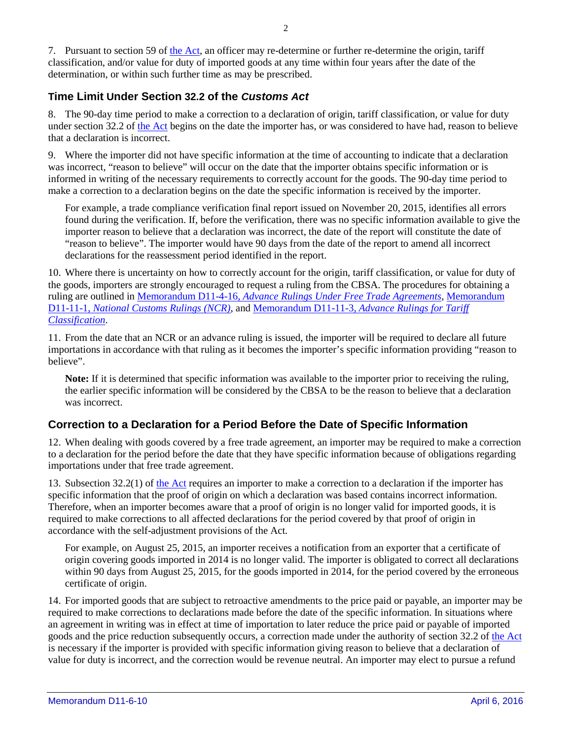7. Pursuant to section 59 of the Act, an officer may re-determine or further re-determine the origin, tariff classification, and/or value for duty of imported goods at any time within four years after the date of the determination, or within such further time as may be prescribed.

## Time Limit Under Section 32.2 of the *Customs Act*

8. The 90-day time period to make a correction to a declaration of origin, tariff classification, or value for duty under section 32.2 of the Act begins on the date the importer has, or was considered to have had, reason to believe that a declaration is incorrect.

9. Where the importer did not have specific information at the time of accounting to indicate that a declaration was incorrect, "reason to believe" will occur on the date that the importer obtains specific information or is informed in writing of the necessary requirements to correctly account for the goods. The 90-day time period to make a correction to a declaration begins on the date the specific information is received by the importer.

> For example, a trade compliance verification final report issued on November 20, 2015, identifies all errors found during the verification. If, before the verification, there was no specific information available to give the importer reason to believe that a declaration was incorrect, the date of the report will constitute the date of "reason to believe". The importer would have 90 days from the date of the report to amend all incorrect declarations for the reassessment period identified in the report.

10. Where there is uncertainty on how to correctly account for the origin, tariff classification, or value for duty of the goods, importers are strongly encouraged to request a ruling from the CBSA. The procedures for obtaining a ruling are outlined in Memorandum D11-4-16, *Advance Rulings Under Free Trade Agreements*, Memorandum D11-11-1, *National Customs Rulings (NCR)*, and Memorandum D11-11-3, *Advance Rulings for Tariff Classification*.

11. From the date that an NCR or an advance ruling is issued, the importer will be required to declare all future importations in accordance with that ruling as it becomes the importer's specific information providing "reason to believe".

> **Note:** If it is determined that specific information was available to the importer prior to receiving the ruling, the earlier specific information will be considered by the CBSA to be the reason to believe that a declaration was incorrect.

## Correction to a Declaration for a Period Before the Date of Specific Information

12. When dealing with goods covered by a free trade agreement, an importer may be required to make a correction to a declaration for the period before the date that they have specific information because of obligations regarding importations under that free trade agreement.

13. Subsection 32.2(1) of the Act requires an importer to make a correction to a declaration if the importer has specific information that the proof of origin on which a declaration was based contains incorrect information. Therefore, when an importer becomes aware that a proof of origin is no longer valid for imported goods, it is required to make corrections to all affected declarations for the period covered by that proof of origin in accordance with the self-adjustment provisions of the Act.

> For example, on August 25, 2015, an importer receives a notification from an exporter that a certificate of origin covering goods imported in 2014 is no longer valid. The importer is obligated to correct all declarations within 90 days from August 25, 2015, for the goods imported in 2014, for the period covered by the erroneous certificate of origin.

14. For imported goods that are subject to retroactive amendments to the price paid or payable, an importer may be required to make corrections to declarations made before the date of the specific information. In situations where an agreement in writing was in effect at time of importation to later reduce the price paid or payable of imported goods and the price reduction subsequently occurs, a correction made under the authority of section 32.2 of the Act is necessary if the importer is provided with specific information giving reason to believe that a declaration of value for duty is incorrect, and the correction would be revenue neutral. An importer may elect to pursue a refund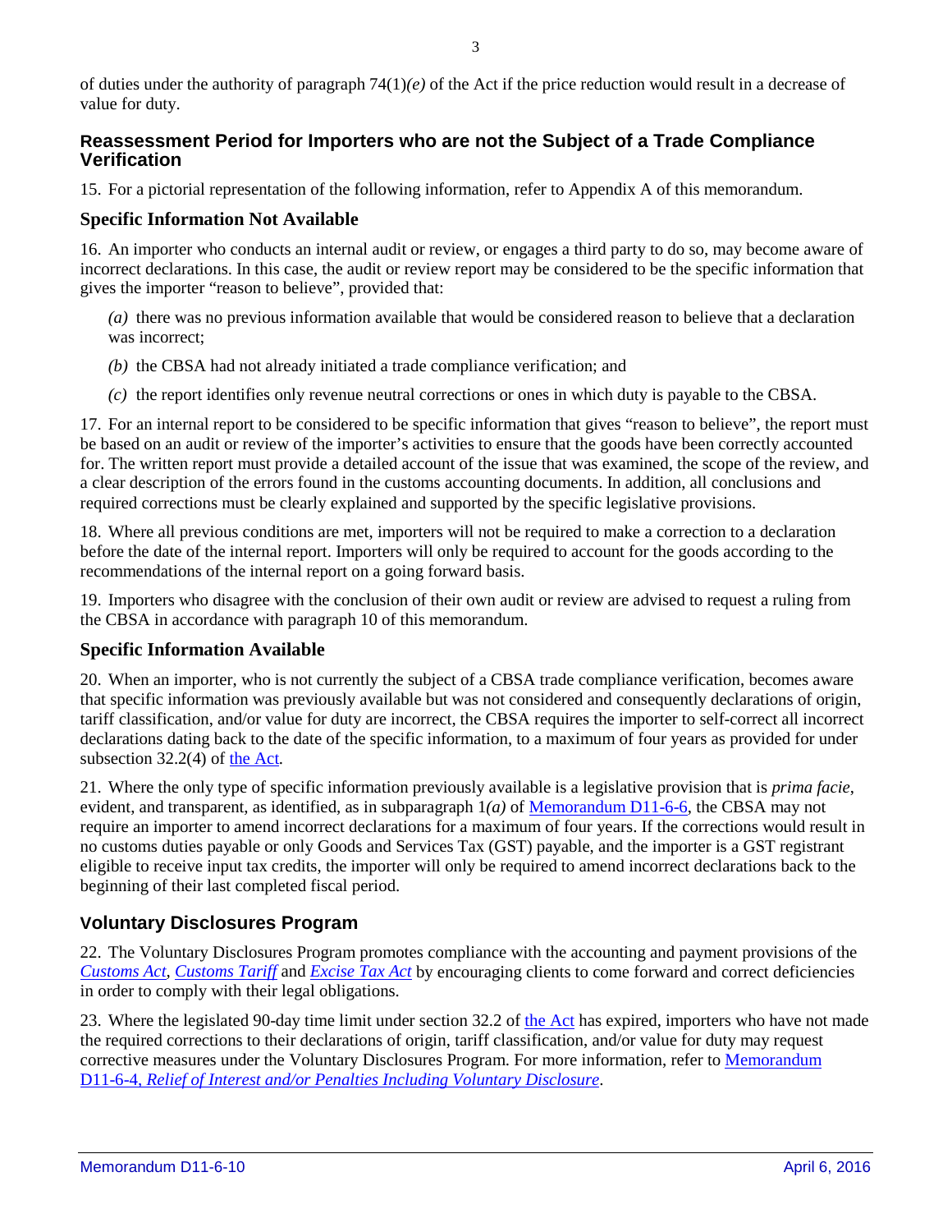of duties under the authority of paragraph 74(1)*(e)* of the Act if the price reduction would result in a decrease of value for duty.

## Reassessment Period for Importers who are not the Subject of a Trade Compliance Verification

15. For a pictorial representation of the following information, refer to Appendix A of this memorandum.

### Specific Information Not Available

16. An importer who conducts an internal audit or review, or engages a third party to do so, may become aware of incorrect declarations. In this case, the audit or review report may be considered to be the specific information that gives the importer "reason to believe", provided that:

*(a)* there was no previous information available that would be considered reason to believe that a declaration was incorrect;

*(b)* the CBSA had not already initiated a trade compliance verification; and

*(c)* the report identifies only revenue neutral corrections or ones in which duty is payable to the CBSA.

17. For an internal report to be considered to be specific information that gives "reason to believe", the report must be based on an audit or review of the importer's activities to ensure that the goods have been correctly accounted for. The written report must provide a detailed account of the issue that was examined, the scope of the review, and a clear description of the errors found in the customs accounting documents. In addition, all conclusions and required corrections must be clearly explained and supported by the specific legislative provisions.

18. Where all previous conditions are met, importers will not be required to make a correction to a declaration before the date of the internal report. Importers will only be required to account for the goods according to the recommendations of the internal report on a going forward basis.

19. Importers who disagree with the conclusion of their own audit or review are advised to request a ruling from the CBSA in accordance with paragraph 10 of this memorandum.

### Specific Information Available

20. When an importer, who is not currently the subject of a CBSA trade compliance verification, becomes aware that specific information was previously available but was not considered and consequently declarations of origin, tariff classification, and/or value for duty are incorrect, the CBSA requires the importer to self-correct all incorrect declarations dating back to the date of the specific information, to a maximum of four years as provided for under subsection 32.2(4) of the Act.

21. Where the only type of specific information previously available is a legislative provision that is *prima facie*, evident, and transparent, as identified, as in subparagraph 1*(a)* of Memorandum D11-6-6, the CBSA may not require an importer to amend incorrect declarations for a maximum of four years. If the corrections would result in no customs duties payable or only Goods and Services Tax (GST) payable, and the importer is a GST registrant eligible to receive input tax credits, the importer will only be required to amend incorrect declarations back to the beginning of their last completed fiscal period.

## Voluntary Disclosures Program

22. The Voluntary Disclosures Program promotes compliance with the accounting and payment provisions of the *Customs Act*, *Customs Tariff* and *Excise Tax Act* by encouraging clients to come forward and correct deficiencies in order to comply with their legal obligations.

23. Where the legislated 90-day time limit under section 32.2 of the Act has expired, importers who have not made the required corrections to their declarations of origin, tariff classification, and/or value for duty may request corrective measures under the Voluntary Disclosures Program. For more information, refer to Memorandum D11-6-4, *Relief of Interest and/or Penalties Including Voluntary Disclosure*.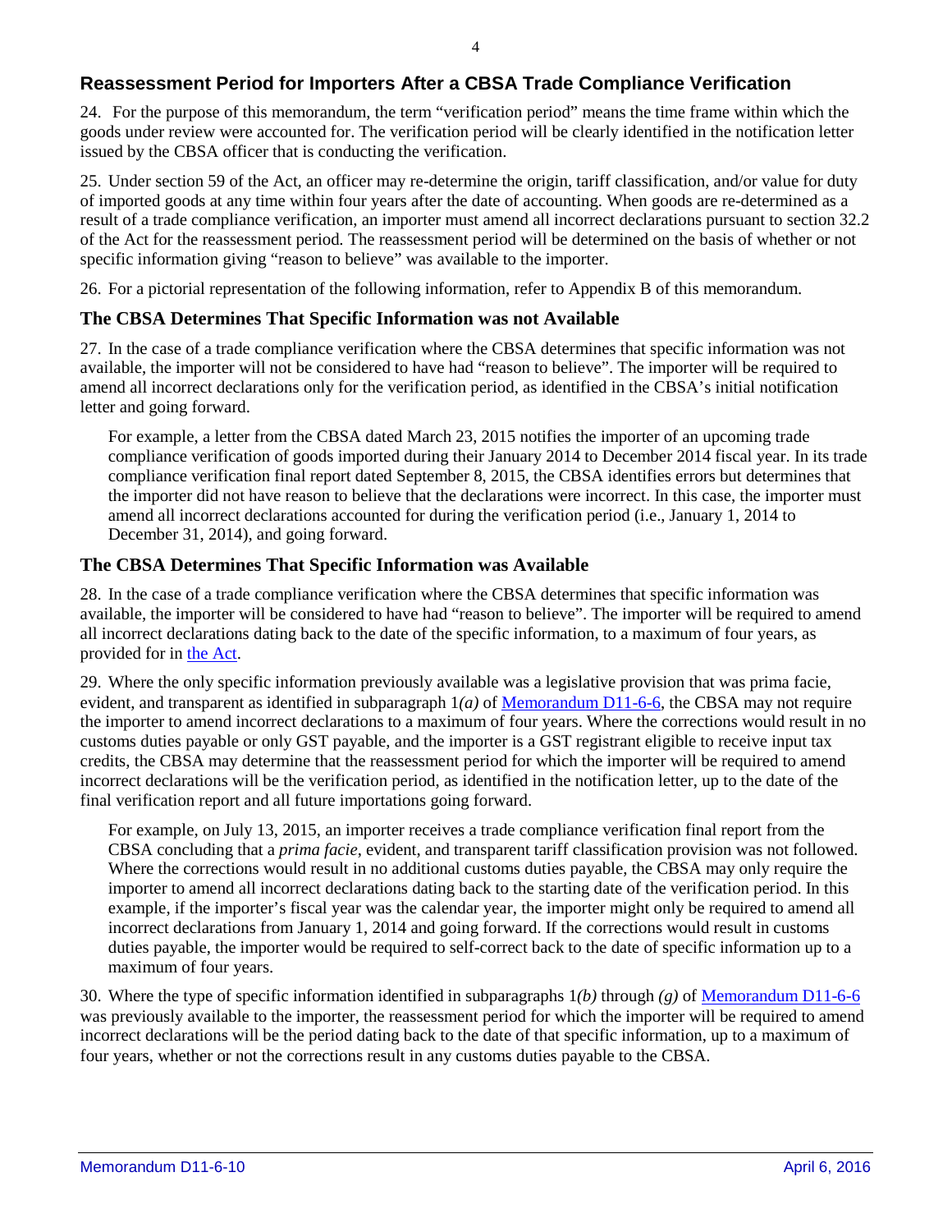## Reassessment Period for Importers After a CBSA Trade Compliance Verification

24. For the purpose of this memorandum, the term "verification period" means the time frame within which the goods under review were accounted for. The verification period will be clearly identified in the notification letter issued by the CBSA officer that is conducting the verification.

25. Under section 59 of the Act, an officer may re-determine the origin, tariff classification, and/or value for duty of imported goods at any time within four years after the date of accounting. When goods are re-determined as a result of a trade compliance verification, an importer must amend all incorrect declarations pursuant to section 32.2 of the Act for the reassessment period. The reassessment period will be determined on the basis of whether or not specific information giving "reason to believe" was available to the importer.

26. For a pictorial representation of the following information, refer to Appendix B of this memorandum.

### The CBSA Determines That Specific Information was not Available

27. In the case of a trade compliance verification where the CBSA determines that specific information was not available, the importer will not be considered to have had "reason to believe". The importer will be required to amend all incorrect declarations only for the verification period, as identified in the CBSA's initial notification letter and going forward.

> For example, a letter from the CBSA dated March 23, 2015 notifies the importer of an upcoming trade compliance verification of goods imported during their January 2014 to December 2014 fiscal year. In its trade compliance verification final report dated September 8, 2015, the CBSA identifies errors but determines that the importer did not have reason to believe that the declarations were incorrect. In this case, the importer must amend all incorrect declarations accounted for during the verification period (i.e., January 1, 2014 to December 31, 2014), and going forward.

### The CBSA Determines That Specific Information was Available

28. In the case of a trade compliance verification where the CBSA determines that specific information was available, the importer will be considered to have had "reason to believe". The importer will be required to amend all incorrect declarations dating back to the date of the specific information, to a maximum of four years, as provided for in [the Act].

29. Where the only specific information previously available was a legislative provision that was prima facie, evident, and transparent as identified in subparagraph 1*(a)* of [Memorandum D11-6-6], the CBSA may not require the importer to amend incorrect declarations to a maximum of four years. Where the corrections would result in no customs duties payable or only GST payable, and the importer is a GST registrant eligible to receive input tax credits, the CBSA may determine that the reassessment period for which the importer will be required to amend incorrect declarations will be the verification period, as identified in the notification letter, up to the date of the final verification report and all future importations going forward.

> For example, on July 13, 2015, an importer receives a trade compliance verification final report from the CBSA concluding that a *prima facie*, evident, and transparent tariff classification provision was not followed. Where the corrections would result in no additional customs duties payable, the CBSA may only require the importer to amend all incorrect declarations dating back to the starting date of the verification period. In this example, if the importer's fiscal year was the calendar year, the importer might only be required to amend all incorrect declarations from January 1, 2014 and going forward. If the corrections would result in customs duties payable, the importer would be required to self-correct back to the date of specific information up to a maximum of four years.

30. Where the type of specific information identified in subparagraphs 1*(b)* through *(g)* of [Memorandum D11-6-6] was previously available to the importer, the reassessment period for which the importer will be required to amend incorrect declarations will be the period dating back to the date of that specific information, up to a maximum of four years, whether or not the corrections result in any customs duties payable to the CBSA.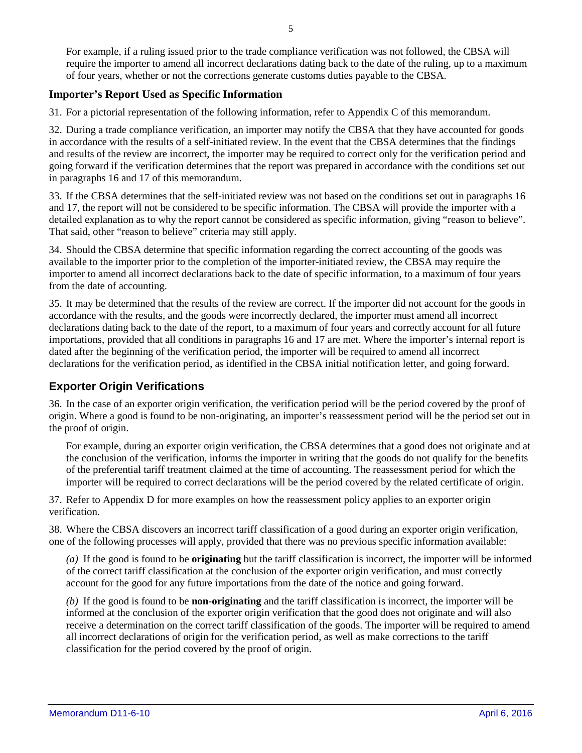For example, if a ruling issued prior to the trade compliance verification was not followed, the CBSA will require the importer to amend all incorrect declarations dating back to the date of the ruling, up to a maximum of four years, whether or not the corrections generate customs duties payable to the CBSA.

### Importer's Report Used as Specific Information

31. For a pictorial representation of the following information, refer to Appendix C of this memorandum.

32. During a trade compliance verification, an importer may notify the CBSA that they have accounted for goods in accordance with the results of a self-initiated review. In the event that the CBSA determines that the findings and results of the review are incorrect, the importer may be required to correct only for the verification period and going forward if the verification determines that the report was prepared in accordance with the conditions set out in paragraphs 16 and 17 of this memorandum.

33. If the CBSA determines that the self-initiated review was not based on the conditions set out in paragraphs 16 and 17, the report will not be considered to be specific information. The CBSA will provide the importer with a detailed explanation as to why the report cannot be considered as specific information, giving "reason to believe". That said, other "reason to believe" criteria may still apply.

34. Should the CBSA determine that specific information regarding the correct accounting of the goods was available to the importer prior to the completion of the importer-initiated review, the CBSA may require the importer to amend all incorrect declarations back to the date of specific information, to a maximum of four years from the date of accounting.

35. It may be determined that the results of the review are correct. If the importer did not account for the goods in accordance with the results, and the goods were incorrectly declared, the importer must amend all incorrect declarations dating back to the date of the report, to a maximum of four years and correctly account for all future importations, provided that all conditions in paragraphs 16 and 17 are met. Where the importer's internal report is dated after the beginning of the verification period, the importer will be required to amend all incorrect declarations for the verification period, as identified in the CBSA initial notification letter, and going forward.

## Exporter Origin Verifications

36. In the case of an exporter origin verification, the verification period will be the period covered by the proof of origin. Where a good is found to be non-originating, an importer's reassessment period will be the period set out in the proof of origin.

For example, during an exporter origin verification, the CBSA determines that a good does not originate and at the conclusion of the verification, informs the importer in writing that the goods do not qualify for the benefits of the preferential tariff treatment claimed at the time of accounting. The reassessment period for which the importer will be required to correct declarations will be the period covered by the related certificate of origin.

37. Refer to Appendix D for more examples on how the reassessment policy applies to an exporter origin verification.

38. Where the CBSA discovers an incorrect tariff classification of a good during an exporter origin verification, one of the following processes will apply, provided that there was no previous specific information available:

*(a)* If the good is found to be **originating** but the tariff classification is incorrect, the importer will be informed of the correct tariff classification at the conclusion of the exporter origin verification, and must correctly account for the good for any future importations from the date of the notice and going forward.

*(b)* If the good is found to be **non-originating** and the tariff classification is incorrect, the importer will be informed at the conclusion of the exporter origin verification that the good does not originate and will also receive a determination on the correct tariff classification of the goods. The importer will be required to amend all incorrect declarations of origin for the verification period, as well as make corrections to the tariff classification for the period covered by the proof of origin.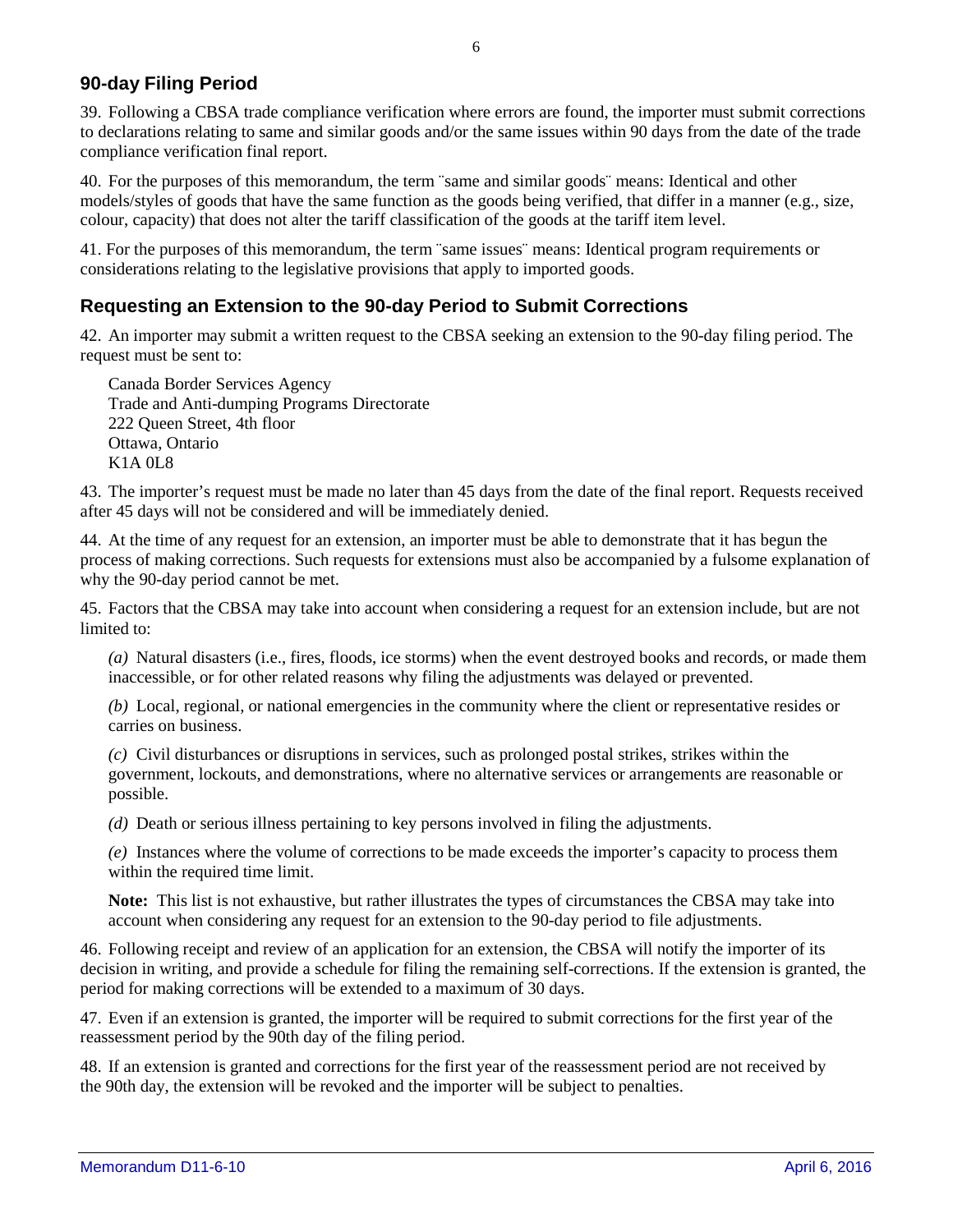## 90-day Filing Period

39. Following a CBSA trade compliance verification where errors are found, the importer must submit corrections to declarations relating to same and similar goods and/or the same issues within 90 days from the date of the trade compliance verification final report.

40. For the purposes of this memorandum, the term ¨same and similar goods¨ means: Identical and other models/styles of goods that have the same function as the goods being verified, that differ in a manner (e.g., size, colour, capacity) that does not alter the tariff classification of the goods at the tariff item level.

41. For the purposes of this memorandum, the term ¨same issues¨ means: Identical program requirements or considerations relating to the legislative provisions that apply to imported goods.

## Requesting an Extension to the 90-day Period to Submit Corrections

42. An importer may submit a written request to the CBSA seeking an extension to the 90-day filing period. The request must be sent to:

Canada Border Services Agency
Trade and Anti-dumping Programs Directorate
222 Queen Street, 4th floor
Ottawa, Ontario
K1A 0L8

43. The importer's request must be made no later than 45 days from the date of the final report. Requests received after 45 days will not be considered and will be immediately denied.

44. At the time of any request for an extension, an importer must be able to demonstrate that it has begun the process of making corrections. Such requests for extensions must also be accompanied by a fulsome explanation of why the 90-day period cannot be met.

45. Factors that the CBSA may take into account when considering a request for an extension include, but are not limited to:

*(a)* Natural disasters (i.e., fires, floods, ice storms) when the event destroyed books and records, or made them inaccessible, or for other related reasons why filing the adjustments was delayed or prevented.

*(b)* Local, regional, or national emergencies in the community where the client or representative resides or carries on business.

*(c)* Civil disturbances or disruptions in services, such as prolonged postal strikes, strikes within the government, lockouts, and demonstrations, where no alternative services or arrangements are reasonable or possible.

*(d)* Death or serious illness pertaining to key persons involved in filing the adjustments.

*(e)* Instances where the volume of corrections to be made exceeds the importer's capacity to process them within the required time limit.

**Note:** This list is not exhaustive, but rather illustrates the types of circumstances the CBSA may take into account when considering any request for an extension to the 90-day period to file adjustments.

46. Following receipt and review of an application for an extension, the CBSA will notify the importer of its decision in writing, and provide a schedule for filing the remaining self-corrections. If the extension is granted, the period for making corrections will be extended to a maximum of 30 days.

47. Even if an extension is granted, the importer will be required to submit corrections for the first year of the reassessment period by the 90th day of the filing period.

48. If an extension is granted and corrections for the first year of the reassessment period are not received by the 90th day, the extension will be revoked and the importer will be subject to penalties.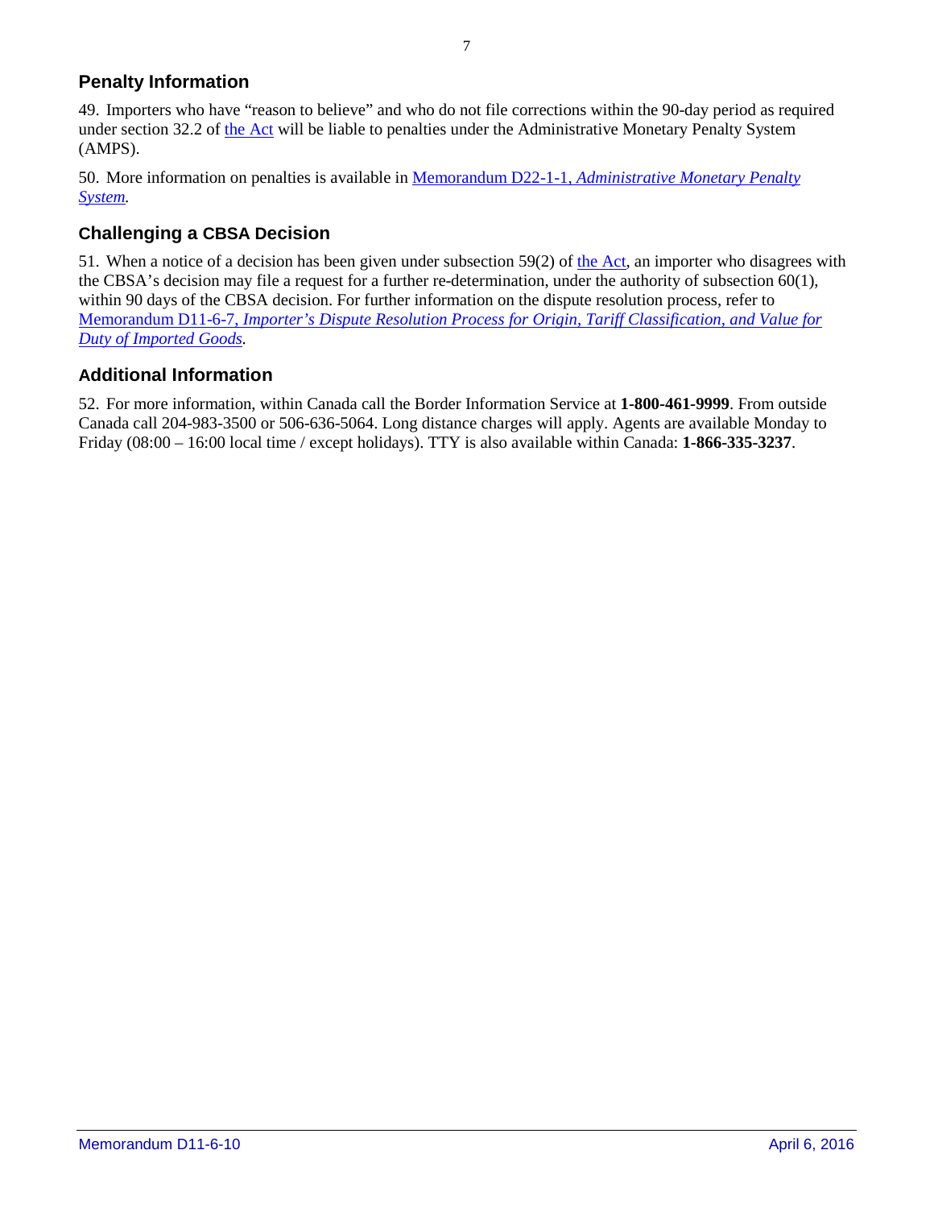## Penalty Information

49. Importers who have "reason to believe" and who do not file corrections within the 90-day period as required under section 32.2 of the Act will be liable to penalties under the Administrative Monetary Penalty System (AMPS).

50. More information on penalties is available in Memorandum D22-1-1, *Administrative Monetary Penalty System*.

## Challenging a CBSA Decision

51. When a notice of a decision has been given under subsection 59(2) of the Act, an importer who disagrees with the CBSA's decision may file a request for a further re-determination, under the authority of subsection 60(1), within 90 days of the CBSA decision. For further information on the dispute resolution process, refer to Memorandum D11-6-7, *Importer's Dispute Resolution Process for Origin, Tariff Classification, and Value for Duty of Imported Goods*.

## Additional Information

52. For more information, within Canada call the Border Information Service at **1-800-461-9999**. From outside Canada call 204-983-3500 or 506-636-5064. Long distance charges will apply. Agents are available Monday to Friday (08:00 – 16:00 local time / except holidays). TTY is also available within Canada: **1-866-335-3237**.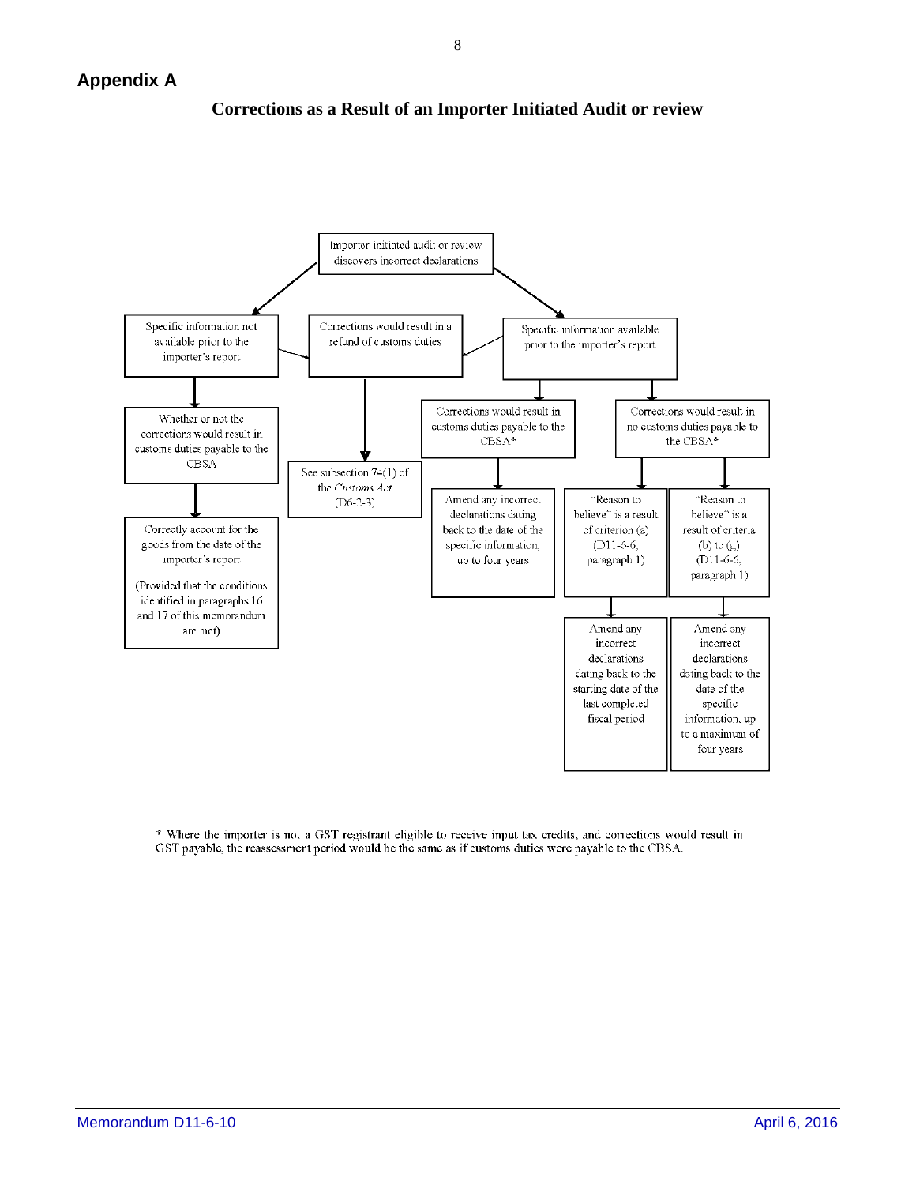## Appendix A

### Corrections as a Result of an Importer Initiated Audit or review

Importer-initiated audit or review discovers incorrect declarations

- Specific information not available prior to the importer's report
  - Whether or not the corrections would result in customs duties payable to the CBSA
    - Correctly account for the goods from the date of the importer's report (Provided that the conditions identified in paragraphs 16 and 17 of this memorandum are met)
- Corrections would result in a refund of customs duties
  - See subsection 74(1) of the *Customs Act* (D6-2-3)
- Specific information available prior to the importer's report
  - Corrections would result in customs duties payable to the CBSA*
    - Amend any incorrect declarations dating back to the date of the specific information, up to four years
  - Corrections would result in no customs duties payable to the CBSA*
    - "Reason to believe" is a result of criterion (a) (D11-6-6, paragraph 1)
      - Amend any incorrect declarations dating back to the starting date of the last completed fiscal period
    - "Reason to believe" is a result of criteria (b) to (g) (D11-6-6, paragraph 1)
      - Amend any incorrect declarations dating back to the date of the specific information, up to a maximum of four years

\* Where the importer is not a GST registrant eligible to receive input tax credits, and corrections would result in GST payable, the reassessment period would be the same as if customs duties were payable to the CBSA.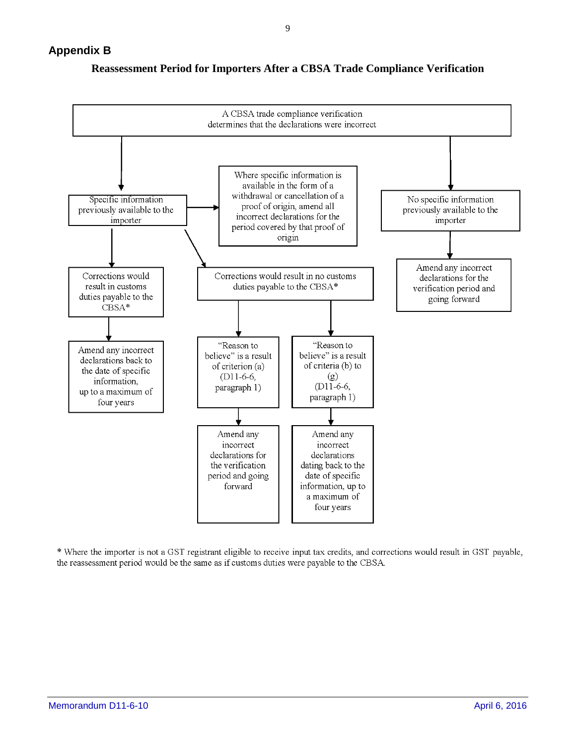## Appendix B

### Reassessment Period for Importers After a CBSA Trade Compliance Verification

A CBSA trade compliance verification determines that the declarations were incorrect

- Specific information previously available to the importer
  - Where specific information is available in the form of a withdrawal or cancellation of a proof of origin, amend all incorrect declarations for the period covered by that proof of origin
  - Corrections would result in customs duties payable to the CBSA*
    - Amend any incorrect declarations back to the date of specific information, up to a maximum of four years
  - Corrections would result in no customs duties payable to the CBSA*
    - "Reason to believe" is a result of criterion (a) (D11-6-6, paragraph 1)
      - Amend any incorrect declarations for the verification period and going forward
    - "Reason to believe" is a result of criteria (b) to (g) (D11-6-6, paragraph 1)
      - Amend any incorrect declarations dating back to the date of specific information, up to a maximum of four years
- No specific information previously available to the importer
  - Amend any incorrect declarations for the verification period and going forward

* Where the importer is not a GST registrant eligible to receive input tax credits, and corrections would result in GST payable, the reassessment period would be the same as if customs duties were payable to the CBSA.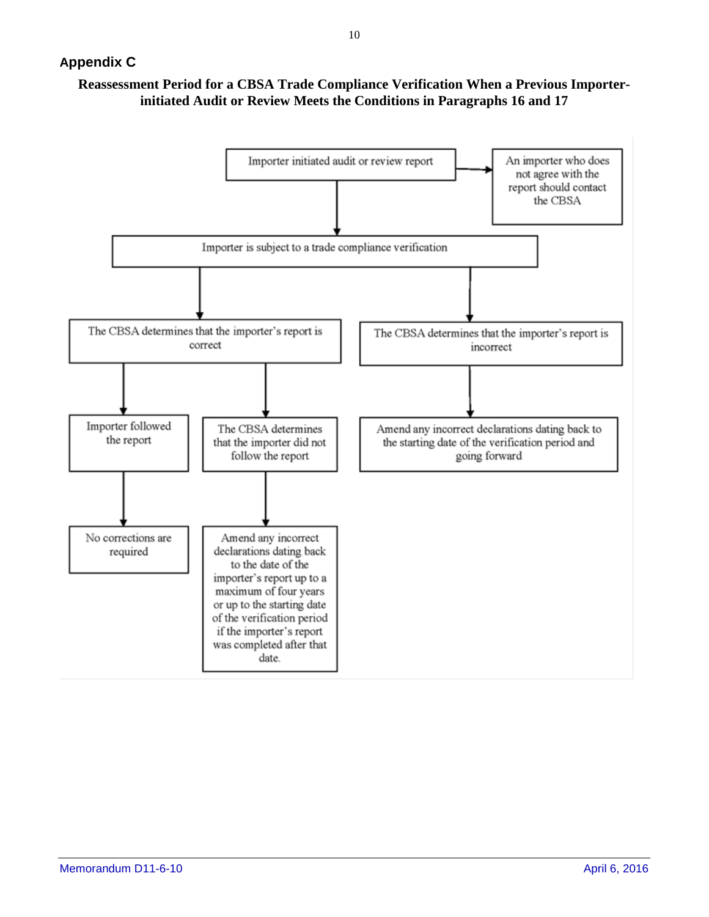## Appendix C

**Reassessment Period for a CBSA Trade Compliance Verification When a Previous Importer-initiated Audit or Review Meets the Conditions in Paragraphs 16 and 17**

- Importer initiated audit or review report
  - → An importer who does not agree with the report should contact the CBSA
  - ↓ Importer is subject to a trade compliance verification
    - The CBSA determines that the importer's report is correct
      - Importer followed the report
        - No corrections are required
      - The CBSA determines that the importer did not follow the report
        - Amend any incorrect declarations dating back to the date of the importer's report up to a maximum of four years or up to the starting date of the verification period if the importer's report was completed after that date.
    - The CBSA determines that the importer's report is incorrect
      - Amend any incorrect declarations dating back to the starting date of the verification period and going forward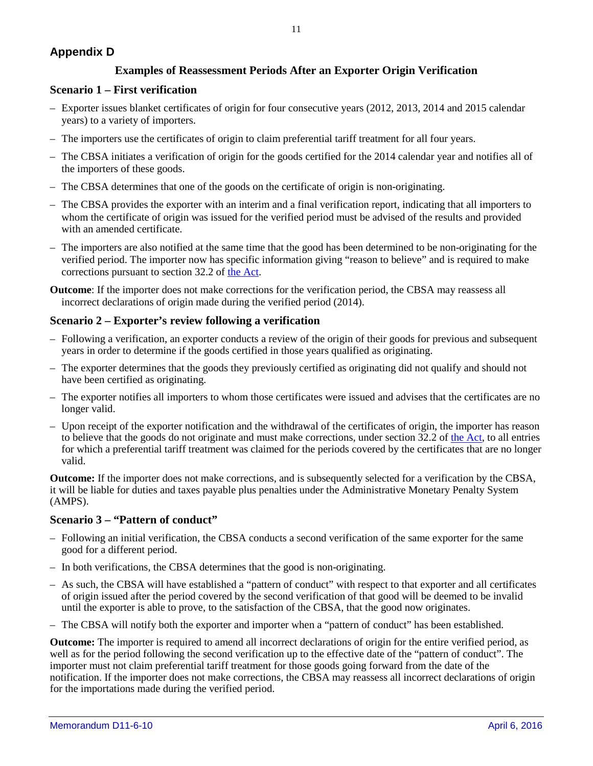## Appendix D

### Examples of Reassessment Periods After an Exporter Origin Verification

### Scenario 1 – First verification

- Exporter issues blanket certificates of origin for four consecutive years (2012, 2013, 2014 and 2015 calendar years) to a variety of importers.
- The importers use the certificates of origin to claim preferential tariff treatment for all four years.
- The CBSA initiates a verification of origin for the goods certified for the 2014 calendar year and notifies all of the importers of these goods.
- The CBSA determines that one of the goods on the certificate of origin is non-originating.
- The CBSA provides the exporter with an interim and a final verification report, indicating that all importers to whom the certificate of origin was issued for the verified period must be advised of the results and provided with an amended certificate.
- The importers are also notified at the same time that the good has been determined to be non-originating for the verified period. The importer now has specific information giving "reason to believe" and is required to make corrections pursuant to section 32.2 of the Act.

**Outcome**: If the importer does not make corrections for the verification period, the CBSA may reassess all incorrect declarations of origin made during the verified period (2014).

### Scenario 2 – Exporter's review following a verification

- Following a verification, an exporter conducts a review of the origin of their goods for previous and subsequent years in order to determine if the goods certified in those years qualified as originating.
- The exporter determines that the goods they previously certified as originating did not qualify and should not have been certified as originating.
- The exporter notifies all importers to whom those certificates were issued and advises that the certificates are no longer valid.
- Upon receipt of the exporter notification and the withdrawal of the certificates of origin, the importer has reason to believe that the goods do not originate and must make corrections, under section 32.2 of the Act, to all entries for which a preferential tariff treatment was claimed for the periods covered by the certificates that are no longer valid.

**Outcome:** If the importer does not make corrections, and is subsequently selected for a verification by the CBSA, it will be liable for duties and taxes payable plus penalties under the Administrative Monetary Penalty System (AMPS).

### Scenario 3 – "Pattern of conduct"

- Following an initial verification, the CBSA conducts a second verification of the same exporter for the same good for a different period.
- In both verifications, the CBSA determines that the good is non-originating.
- As such, the CBSA will have established a "pattern of conduct" with respect to that exporter and all certificates of origin issued after the period covered by the second verification of that good will be deemed to be invalid until the exporter is able to prove, to the satisfaction of the CBSA, that the good now originates.
- The CBSA will notify both the exporter and importer when a "pattern of conduct" has been established.

**Outcome:** The importer is required to amend all incorrect declarations of origin for the entire verified period, as well as for the period following the second verification up to the effective date of the "pattern of conduct". The importer must not claim preferential tariff treatment for those goods going forward from the date of the notification. If the importer does not make corrections, the CBSA may reassess all incorrect declarations of origin for the importations made during the verified period.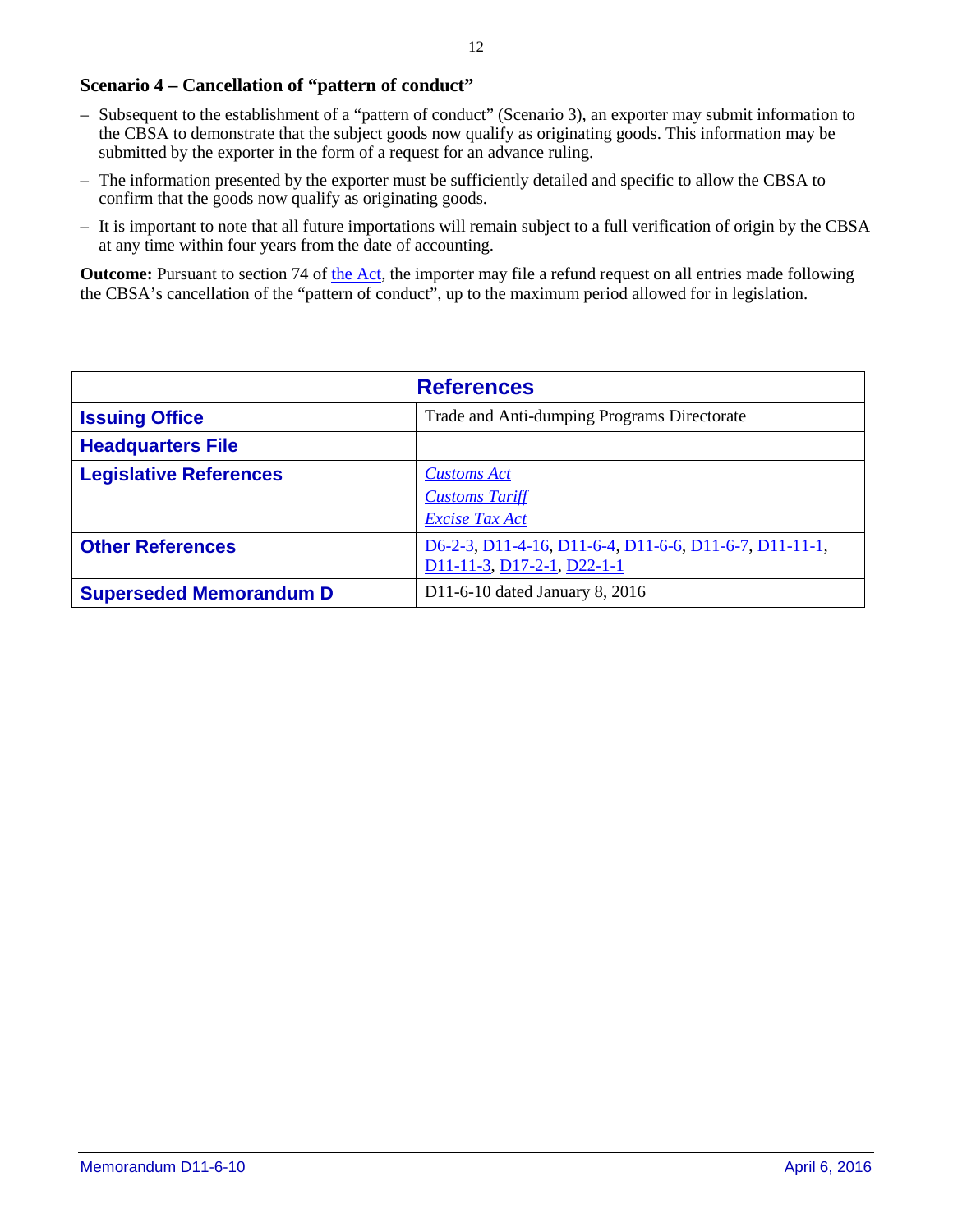### Scenario 4 – Cancellation of "pattern of conduct"

- Subsequent to the establishment of a "pattern of conduct" (Scenario 3), an exporter may submit information to the CBSA to demonstrate that the subject goods now qualify as originating goods. This information may be submitted by the exporter in the form of a request for an advance ruling.
- The information presented by the exporter must be sufficiently detailed and specific to allow the CBSA to confirm that the goods now qualify as originating goods.
- It is important to note that all future importations will remain subject to a full verification of origin by the CBSA at any time within four years from the date of accounting.

**Outcome:** Pursuant to section 74 of the Act, the importer may file a refund request on all entries made following the CBSA's cancellation of the "pattern of conduct", up to the maximum period allowed for in legislation.

| References | |
|---|---|
| **Issuing Office** | Trade and Anti-dumping Programs Directorate |
| **Headquarters File** | |
| **Legislative References** | *Customs Act*<br>*Customs Tariff*<br>*Excise Tax Act* |
| **Other References** | D6-2-3, D11-4-16, D11-6-4, D11-6-6, D11-6-7, D11-11-1, D11-11-3, D17-2-1, D22-1-1 |
| **Superseded Memorandum D** | D11-6-10 dated January 8, 2016 |